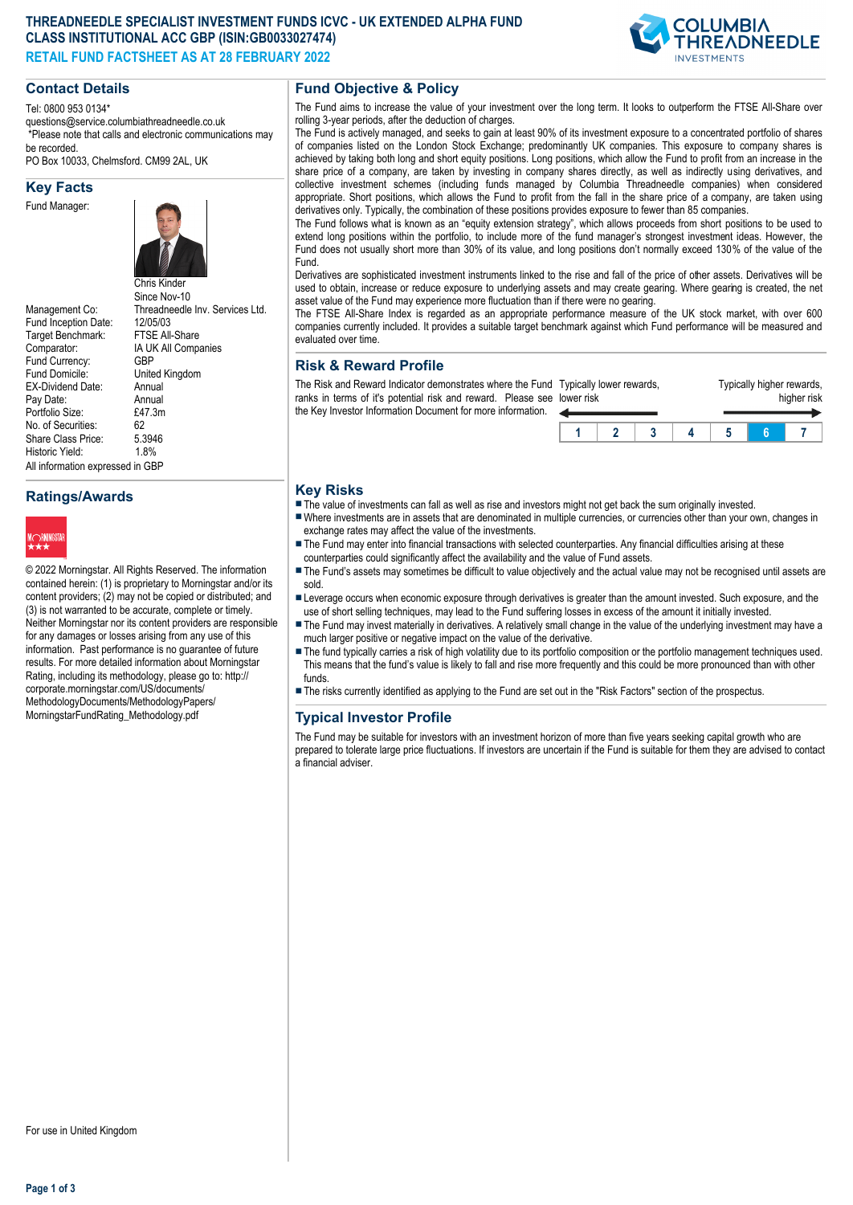# THREADNEEDLE SPECIALIST INVESTMENT FUNDS ICVC - UK EXTENDED ALPHA FUND CLASS INSTITUTIONAL ACC GBP (ISIN:GB0033027474)

**RETAIL FUND FACTSHEET AS AT 28 FEBRUARY 2022**

## Contact Details

Tel: 0800 953 0134*
questions@service.columbiathreadneedle.co.uk
*Please note that calls and electronic communications may be recorded.
PO Box 10033, Chelmsford. CM99 2AL, UK

## Key Facts

| | |
|---|---|
| Fund Manager: | Chris Kinder<br>Since Nov-10 |
| Management Co: | Threadneedle Inv. Services Ltd. |
| Fund Inception Date: | 12/05/03 |
| Target Benchmark: | FTSE All-Share |
| Comparator: | IA UK All Companies |
| Fund Currency: | GBP |
| Fund Domicile: | United Kingdom |
| EX-Dividend Date: | Annual |
| Pay Date: | Annual |
| Portfolio Size: | £47.3m |
| No. of Securities: | 62 |
| Share Class Price: | 5.3946 |
| Historic Yield: | 1.8% |

All information expressed in GBP

## Ratings/Awards

© 2022 Morningstar. All Rights Reserved. The information contained herein: (1) is proprietary to Morningstar and/or its content providers; (2) may not be copied or distributed; and (3) is not warranted to be accurate, complete or timely. Neither Morningstar nor its content providers are responsible for any damages or losses arising from any use of this information. Past performance is no guarantee of future results. For more detailed information about Morningstar Rating, including its methodology, please go to: http://corporate.morningstar.com/US/documents/MethodologyDocuments/MethodologyPapers/MorningstarFundRating_Methodology.pdf

For use in United Kingdom

## Fund Objective & Policy

The Fund aims to increase the value of your investment over the long term. It looks to outperform the FTSE All-Share over rolling 3-year periods, after the deduction of charges.

The Fund is actively managed, and seeks to gain at least 90% of its investment exposure to a concentrated portfolio of shares of companies listed on the London Stock Exchange; predominantly UK companies. This exposure to company shares is achieved by taking both long and short equity positions. Long positions, which allow the Fund to profit from an increase in the share price of a company, are taken by investing in company shares directly, as well as indirectly using derivatives, and collective investment schemes (including funds managed by Columbia Threadneedle companies) when considered appropriate. Short positions, which allows the Fund to profit from the fall in the share price of a company, are taken using derivatives only. Typically, the combination of these positions provides exposure to fewer than 85 companies.

The Fund follows what is known as an "equity extension strategy", which allows proceeds from short positions to be used to extend long positions within the portfolio, to include more of the fund manager's strongest investment ideas. However, the Fund does not usually short more than 30% of its value, and long positions don't normally exceed 130% of the value of the Fund.

Derivatives are sophisticated investment instruments linked to the rise and fall of the price of other assets. Derivatives will be used to obtain, increase or reduce exposure to underlying assets and may create gearing. Where gearing is created, the net asset value of the Fund may experience more fluctuation than if there were no gearing.

The FTSE All-Share Index is regarded as an appropriate performance measure of the UK stock market, with over 600 companies currently included. It provides a suitable target benchmark against which Fund performance will be measured and evaluated over time.

## Risk & Reward Profile

The Risk and Reward Indicator demonstrates where the Fund ranks in terms of it's potential risk and reward. Please see the Key Investor Information Document for more information.

Typically lower rewards, lower risk — Typically higher rewards, higher risk

| 1 | 2 | 3 | 4 | 5 | **6** | 7 |
|---|---|---|---|---|---|---|

## Key Risks

- The value of investments can fall as well as rise and investors might not get back the sum originally invested.
- Where investments are in assets that are denominated in multiple currencies, or currencies other than your own, changes in exchange rates may affect the value of the investments.
- The Fund may enter into financial transactions with selected counterparties. Any financial difficulties arising at these counterparties could significantly affect the availability and the value of Fund assets.
- The Fund's assets may sometimes be difficult to value objectively and the actual value may not be recognised until assets are sold.
- Leverage occurs when economic exposure through derivatives is greater than the amount invested. Such exposure, and the use of short selling techniques, may lead to the Fund suffering losses in excess of the amount it initially invested.
- The Fund may invest materially in derivatives. A relatively small change in the value of the underlying investment may have a much larger positive or negative impact on the value of the derivative.
- The fund typically carries a risk of high volatility due to its portfolio composition or the portfolio management techniques used. This means that the fund's value is likely to fall and rise more frequently and this could be more pronounced than with other funds.
- The risks currently identified as applying to the Fund are set out in the "Risk Factors" section of the prospectus.

## Typical Investor Profile

The Fund may be suitable for investors with an investment horizon of more than five years seeking capital growth who are prepared to tolerate large price fluctuations. If investors are uncertain if the Fund is suitable for them they are advised to contact a financial adviser.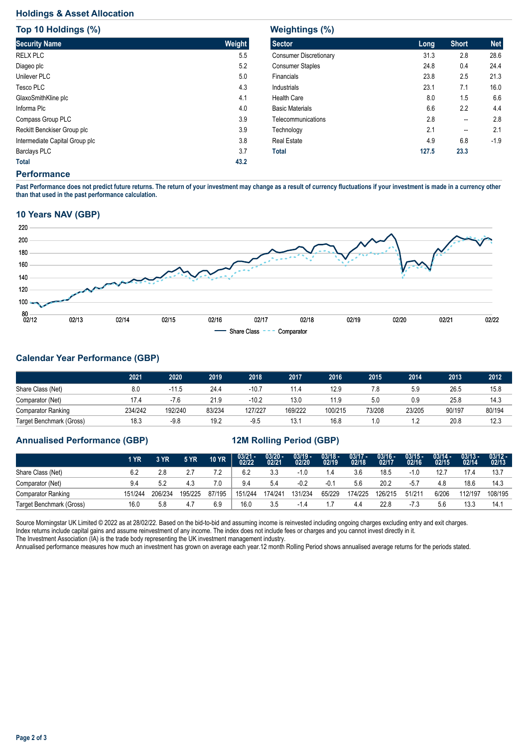## Holdings & Asset Allocation

### Top 10 Holdings (%)

| Security Name | Weight |
|---|---|
| RELX PLC | 5.5 |
| Diageo plc | 5.2 |
| Unilever PLC | 5.0 |
| Tesco PLC | 4.3 |
| GlaxoSmithKline plc | 4.1 |
| Informa Plc | 4.0 |
| Compass Group PLC | 3.9 |
| Reckitt Benckiser Group plc | 3.9 |
| Intermediate Capital Group plc | 3.8 |
| Barclays PLC | 3.7 |
| **Total** | **43.2** |

### Weightings (%)

| Sector | Long | Short | Net |
|---|---|---|---|
| Consumer Discretionary | 31.3 | 2.8 | 28.6 |
| Consumer Staples | 24.8 | 0.4 | 24.4 |
| Financials | 23.8 | 2.5 | 21.3 |
| Industrials | 23.1 | 7.1 | 16.0 |
| Health Care | 8.0 | 1.5 | 6.6 |
| Basic Materials | 6.6 | 2.2 | 4.4 |
| Telecommunications | 2.8 | -- | 2.8 |
| Technology | 2.1 | -- | 2.1 |
| Real Estate | 4.9 | 6.8 | -1.9 |
| **Total** | **127.5** | **23.3** | |

## Performance

**Past Performance does not predict future returns. The return of your investment may change as a result of currency fluctuations if your investment is made in a currency other than that used in the past performance calculation.**

### 10 Years NAV (GBP)

### Calendar Year Performance (GBP)

| | 2021 | 2020 | 2019 | 2018 | 2017 | 2016 | 2015 | 2014 | 2013 | 2012 |
|---|---|---|---|---|---|---|---|---|---|---|
| Share Class (Net) | 8.0 | -11.5 | 24.4 | -10.7 | 11.4 | 12.9 | 7.8 | 5.9 | 26.5 | 15.8 |
| Comparator (Net) | 17.4 | -7.6 | 21.9 | -10.2 | 13.0 | 11.9 | 5.0 | 0.9 | 25.8 | 14.3 |
| Comparator Ranking | 234/242 | 192/240 | 83/234 | 127/227 | 169/222 | 100/215 | 73/208 | 23/205 | 90/197 | 80/194 |
| Target Benchmark (Gross) | 18.3 | -9.8 | 19.2 | -9.5 | 13.1 | 16.8 | 1.0 | 1.2 | 20.8 | 12.3 |

### Annualised Performance (GBP) / 12M Rolling Period (GBP)

| | 1 YR | 3 YR | 5 YR | 10 YR | 03/21 - 02/22 | 03/20 - 02/21 | 03/19 - 02/20 | 03/18 - 02/19 | 03/17 - 02/18 | 03/16 - 02/17 | 03/15 - 02/16 | 03/14 - 02/15 | 03/13 - 02/14 | 03/12 - 02/13 |
|---|---|---|---|---|---|---|---|---|---|---|---|---|---|---|
| Share Class (Net) | 6.2 | 2.8 | 2.7 | 7.2 | 6.2 | 3.3 | -1.0 | 1.4 | 3.6 | 18.5 | -1.0 | 12.7 | 17.4 | 13.7 |
| Comparator (Net) | 9.4 | 5.2 | 4.3 | 7.0 | 9.4 | 5.4 | -0.2 | -0.1 | 5.6 | 20.2 | -5.7 | 4.8 | 18.6 | 14.3 |
| Comparator Ranking | 151/244 | 206/234 | 195/225 | 87/195 | 151/244 | 174/241 | 131/234 | 65/229 | 174/225 | 126/215 | 51/211 | 6/206 | 112/197 | 108/195 |
| Target Benchmark (Gross) | 16.0 | 5.8 | 4.7 | 6.9 | 16.0 | 3.5 | -1.4 | 1.7 | 4.4 | 22.8 | -7.3 | 5.6 | 13.3 | 14.1 |

Source Morningstar UK Limited © 2022 as at 28/02/22. Based on the bid-to-bid and assuming income is reinvested including ongoing charges excluding entry and exit charges.
Index returns include capital gains and assume reinvestment of any income. The index does not include fees or charges and you cannot invest directly in it.
The Investment Association (IA) is the trade body representing the UK investment management industry.
Annualised performance measures how much an investment has grown on average each year.12 month Rolling Period shows annualised average returns for the periods stated.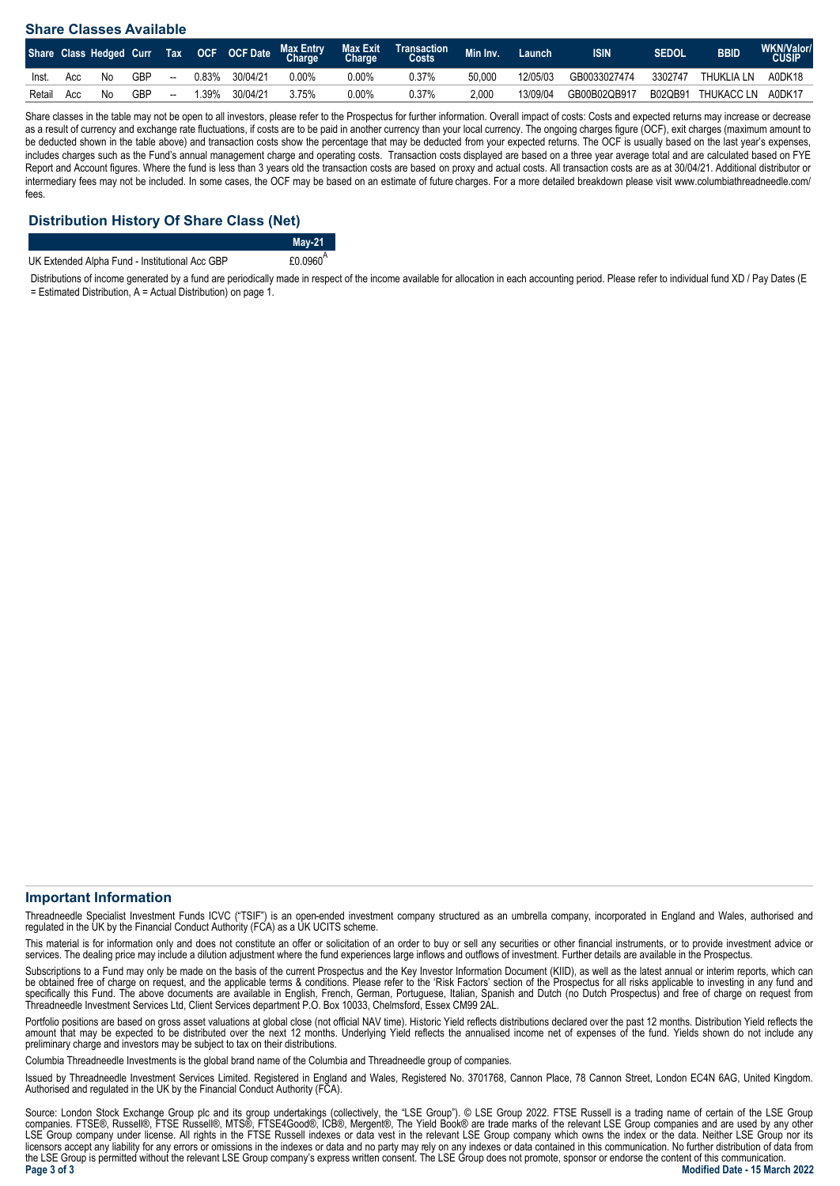## Share Classes Available

| Share | Class | Hedged | Curr | Tax | OCF | OCF Date | Max Entry Charge | Max Exit Charge | Transaction Costs | Min Inv. | Launch | ISIN | SEDOL | BBID | WKN/Valor/ CUSIP |
|---|---|---|---|---|---|---|---|---|---|---|---|---|---|---|---|
| Inst. | Acc | No | GBP | -- | 0.83% | 30/04/21 | 0.00% | 0.00% | 0.37% | 50,000 | 12/05/03 | GB0033027474 | 3302747 | THUKLIA LN | A0DK18 |
| Retail | Acc | No | GBP | -- | 1.39% | 30/04/21 | 3.75% | 0.00% | 0.37% | 2,000 | 13/09/04 | GB00B02QB917 | B02QB91 | THUKACC LN | A0DK17 |

Share classes in the table may not be open to all investors, please refer to the Prospectus for further information. Overall impact of costs: Costs and expected returns may increase or decrease as a result of currency and exchange rate fluctuations, if costs are to be paid in another currency than your local currency. The ongoing charges figure (OCF), exit charges (maximum amount to be deducted shown in the table above) and transaction costs show the percentage that may be deducted from your expected returns. The OCF is usually based on the last year's expenses, includes charges such as the Fund's annual management charge and operating costs. Transaction costs displayed are based on a three year average total and are calculated based on FYE Report and Account figures. Where the fund is less than 3 years old the transaction costs are based on proxy and actual costs. All transaction costs are as at 30/04/21. Additional distributor or intermediary fees may not be included. In some cases, the OCF may be based on an estimate of future charges. For a more detailed breakdown please visit www.columbiathreadneedle.com/fees.

## Distribution History Of Share Class (Net)

| | May-21 |
|---|---|
| UK Extended Alpha Fund - Institutional Acc GBP | £0.0960[A] |

Distributions of income generated by a fund are periodically made in respect of the income available for allocation in each accounting period. Please refer to individual fund XD / Pay Dates (E = Estimated Distribution, A = Actual Distribution) on page 1.

## Important Information

Threadneedle Specialist Investment Funds ICVC ("TSIF") is an open-ended investment company structured as an umbrella company, incorporated in England and Wales, authorised and regulated in the UK by the Financial Conduct Authority (FCA) as a UK UCITS scheme.

This material is for information only and does not constitute an offer or solicitation of an order to buy or sell any securities or other financial instruments, or to provide investment advice or services. The dealing price may include a dilution adjustment where the fund experiences large inflows and outflows of investment. Further details are available in the Prospectus.

Subscriptions to a Fund may only be made on the basis of the current Prospectus and the Key Investor Information Document (KIID), as well as the latest annual or interim reports, which can be obtained free of charge on request, and the applicable terms & conditions. Please refer to the 'Risk Factors' section of the Prospectus for all risks applicable to investing in any fund and specifically this Fund. The above documents are available in English, French, German, Portuguese, Italian, Spanish and Dutch (no Dutch Prospectus) and free of charge on request from Threadneedle Investment Services Ltd, Client Services department P.O. Box 10033, Chelmsford, Essex CM99 2AL.

Portfolio positions are based on gross asset valuations at global close (not official NAV time). Historic Yield reflects distributions declared over the past 12 months. Distribution Yield reflects the amount that may be expected to be distributed over the next 12 months. Underlying Yield reflects the annualised income net of expenses of the fund. Yields shown do not include any preliminary charge and investors may be subject to tax on their distributions.

Columbia Threadneedle Investments is the global brand name of the Columbia and Threadneedle group of companies.

Issued by Threadneedle Investment Services Limited. Registered in England and Wales, Registered No. 3701768, Cannon Place, 78 Cannon Street, London EC4N 6AG, United Kingdom. Authorised and regulated in the UK by the Financial Conduct Authority (FCA).

Source: London Stock Exchange Group plc and its group undertakings (collectively, the "LSE Group"). © LSE Group 2022. FTSE Russell is a trading name of certain of the LSE Group companies. FTSE®, Russell®, FTSE Russell®, MTS®, FTSE4Good®, ICB®, Mergent®, The Yield Book® are trade marks of the relevant LSE Group companies and are used by any other LSE Group company under license. All rights in the FTSE Russell indexes or data vest in the relevant LSE Group company which owns the index or the data. Neither LSE Group nor its licensors accept any liability for any errors or omissions in the indexes or data and no party may rely on any indexes or data contained in this communication. No further distribution of data from the LSE Group is permitted without the relevant LSE Group company's express written consent. The LSE Group does not promote, sponsor or endorse the content of this communication.

**Modified Date - 15 March 2022**